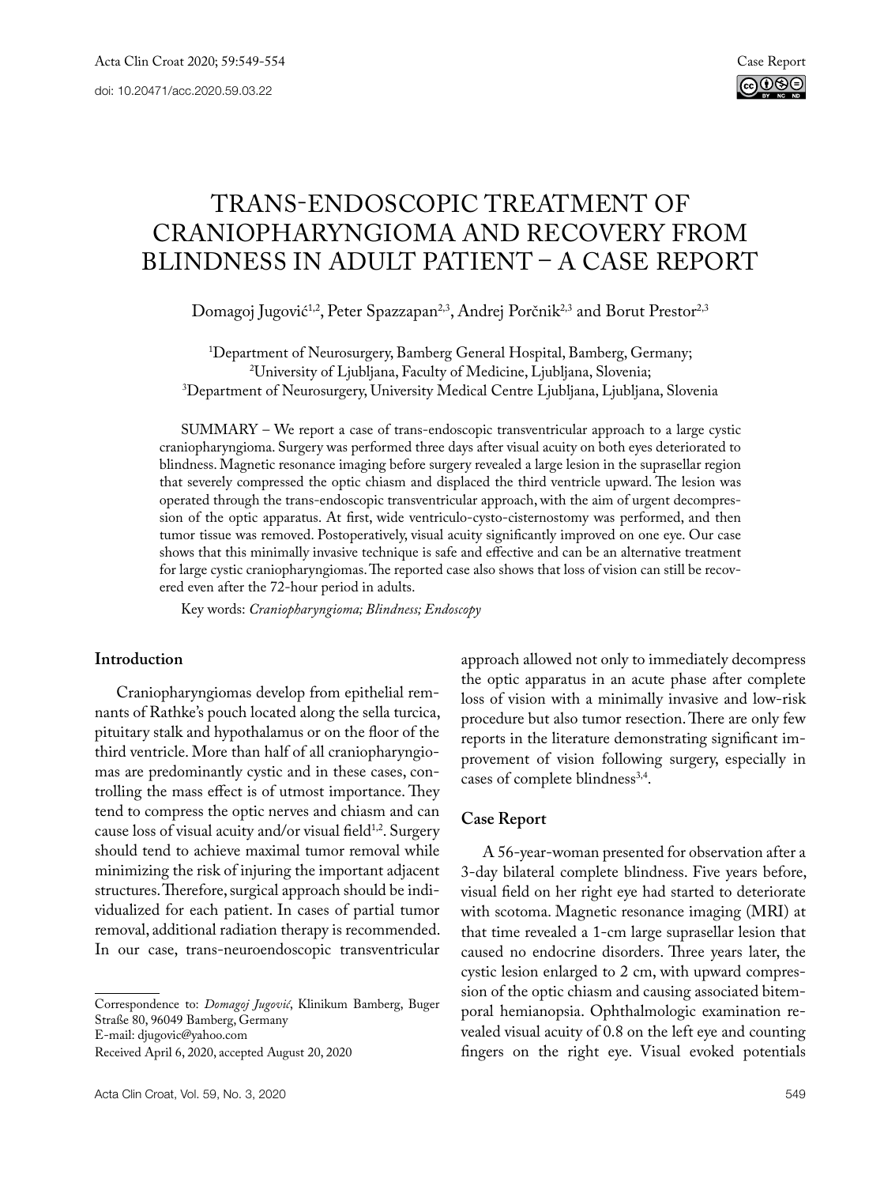Case Report

doi: 10.20471/acc.2020.59.03.22

# TRANS-ENDOSCOPIC TREATMENT OF CRANIOPHARYNGIOMA AND RECOVERY FROM BLINDNESS IN ADULT PATIENT – A CASE REPORT

Domagoj Jugović[1,2], Peter Spazzapan[2,3], Andrej Porčnik[2,3] and Borut Prestor[2,3]

[1]Department of Neurosurgery, Bamberg General Hospital, Bamberg, Germany;
[2]University of Ljubljana, Faculty of Medicine, Ljubljana, Slovenia;
[3]Department of Neurosurgery, University Medical Centre Ljubljana, Ljubljana, Slovenia

SUMMARY – We report a case of trans-endoscopic transventricular approach to a large cystic craniopharyngioma. Surgery was performed three days after visual acuity on both eyes deteriorated to blindness. Magnetic resonance imaging before surgery revealed a large lesion in the suprasellar region that severely compressed the optic chiasm and displaced the third ventricle upward. The lesion was operated through the trans-endoscopic transventricular approach, with the aim of urgent decompression of the optic apparatus. At first, wide ventriculo-cysto-cisternostomy was performed, and then tumor tissue was removed. Postoperatively, visual acuity significantly improved on one eye. Our case shows that this minimally invasive technique is safe and effective and can be an alternative treatment for large cystic craniopharyngiomas. The reported case also shows that loss of vision can still be recovered even after the 72-hour period in adults.

Key words: *Craniopharyngioma; Blindness; Endoscopy*

## Introduction

Craniopharyngiomas develop from epithelial remnants of Rathke's pouch located along the sella turcica, pituitary stalk and hypothalamus or on the floor of the third ventricle. More than half of all craniopharyngiomas are predominantly cystic and in these cases, controlling the mass effect is of utmost importance. They tend to compress the optic nerves and chiasm and can cause loss of visual acuity and/or visual field[1,2]. Surgery should tend to achieve maximal tumor removal while minimizing the risk of injuring the important adjacent structures. Therefore, surgical approach should be individualized for each patient. In cases of partial tumor removal, additional radiation therapy is recommended. In our case, trans-neuroendoscopic transventricular approach allowed not only to immediately decompress the optic apparatus in an acute phase after complete loss of vision with a minimally invasive and low-risk procedure but also tumor resection. There are only few reports in the literature demonstrating significant improvement of vision following surgery, especially in cases of complete blindness[3,4].

## Case Report

A 56-year-woman presented for observation after a 3-day bilateral complete blindness. Five years before, visual field on her right eye had started to deteriorate with scotoma. Magnetic resonance imaging (MRI) at that time revealed a 1-cm large suprasellar lesion that caused no endocrine disorders. Three years later, the cystic lesion enlarged to 2 cm, with upward compression of the optic chiasm and causing associated bitemporal hemianopsia. Ophthalmologic examination revealed visual acuity of 0.8 on the left eye and counting fingers on the right eye. Visual evoked potentials

Correspondence to: *Domagoj Jugović*, Klinikum Bamberg, Buger Straße 80, 96049 Bamberg, Germany
E-mail: djugovic@yahoo.com
Received April 6, 2020, accepted August 20, 2020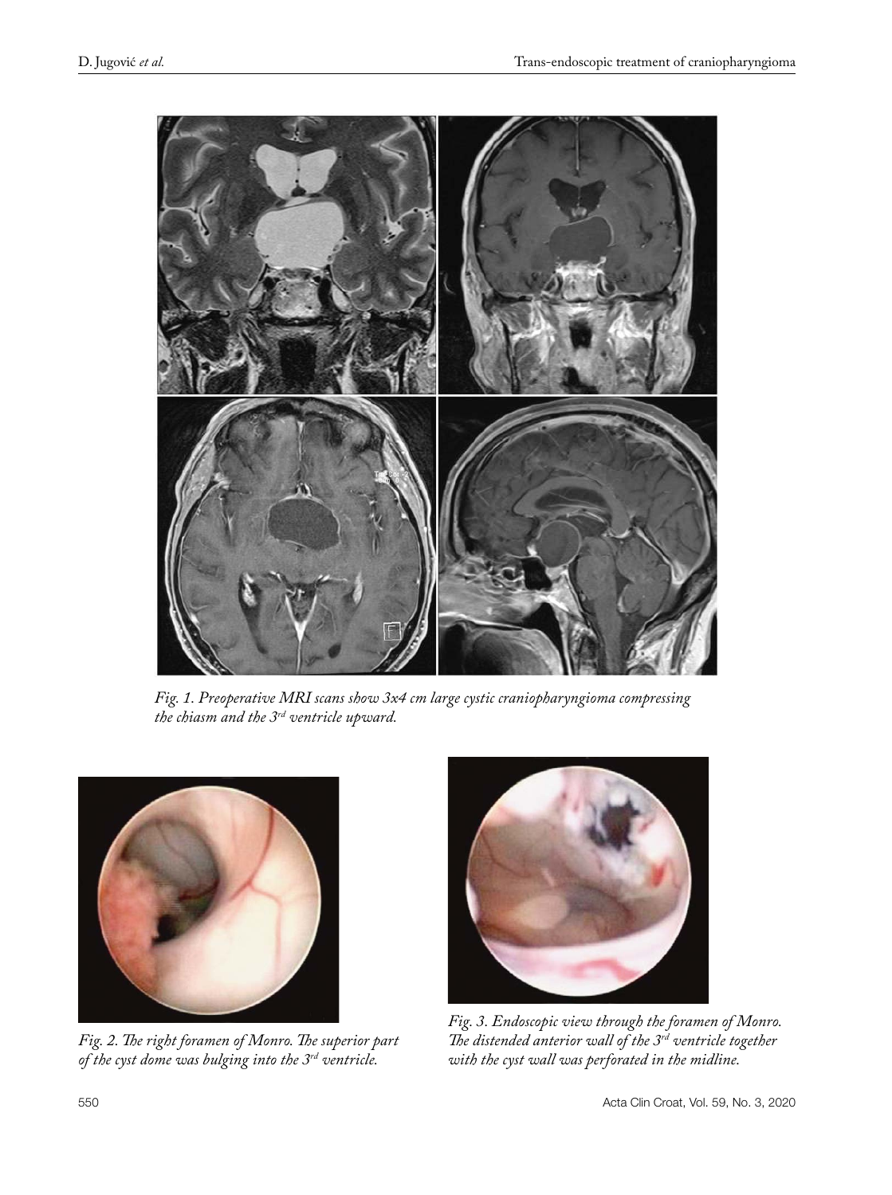*Fig. 1. Preoperative MRI scans show 3x4 cm large cystic craniopharyngioma compressing the chiasm and the 3rd ventricle upward.*

*Fig. 2. The right foramen of Monro. The superior part of the cyst dome was bulging into the 3rd ventricle.*

*Fig. 3. Endoscopic view through the foramen of Monro. The distended anterior wall of the 3rd ventricle together with the cyst wall was perforated in the midline.*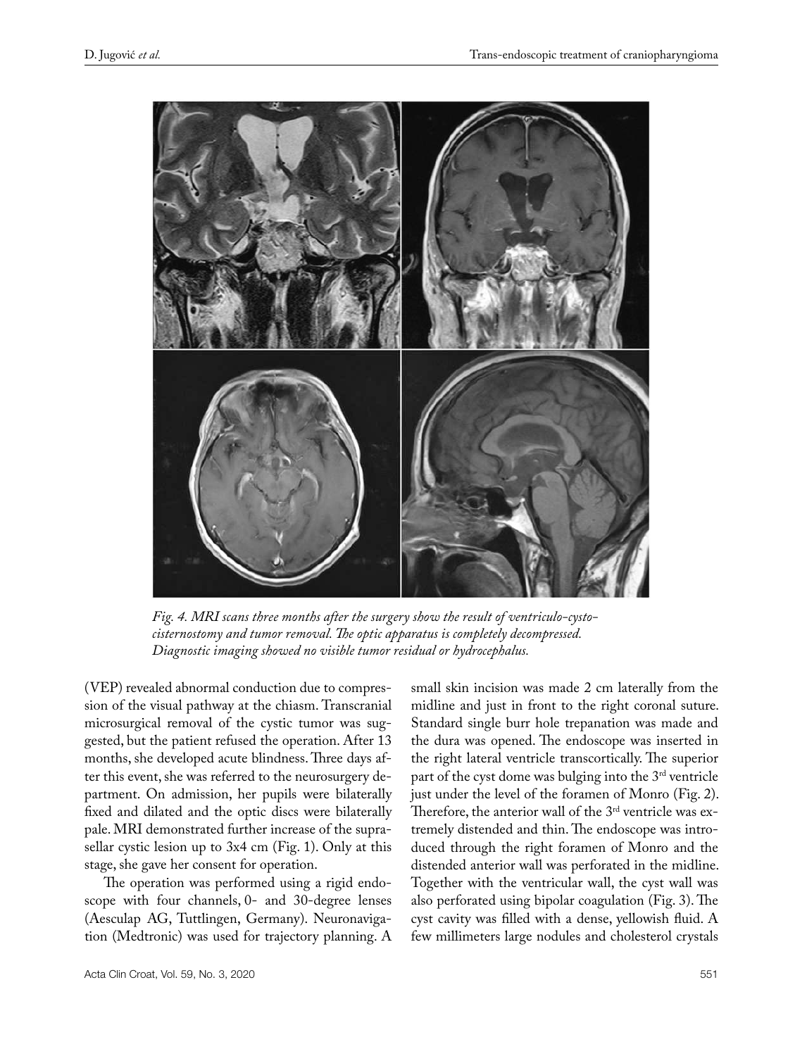*Fig. 4. MRI scans three months after the surgery show the result of ventriculo-cysto-cisternostomy and tumor removal. The optic apparatus is completely decompressed. Diagnostic imaging showed no visible tumor residual or hydrocephalus.*

(VEP) revealed abnormal conduction due to compression of the visual pathway at the chiasm. Transcranial microsurgical removal of the cystic tumor was suggested, but the patient refused the operation. After 13 months, she developed acute blindness. Three days after this event, she was referred to the neurosurgery department. On admission, her pupils were bilaterally fixed and dilated and the optic discs were bilaterally pale. MRI demonstrated further increase of the suprasellar cystic lesion up to 3x4 cm (Fig. 1). Only at this stage, she gave her consent for operation.

The operation was performed using a rigid endoscope with four channels, 0- and 30-degree lenses (Aesculap AG, Tuttlingen, Germany). Neuronavigation (Medtronic) was used for trajectory planning. A small skin incision was made 2 cm laterally from the midline and just in front to the right coronal suture. Standard single burr hole trepanation was made and the dura was opened. The endoscope was inserted in the right lateral ventricle transcortically. The superior part of the cyst dome was bulging into the 3rd ventricle just under the level of the foramen of Monro (Fig. 2). Therefore, the anterior wall of the 3rd ventricle was extremely distended and thin. The endoscope was introduced through the right foramen of Monro and the distended anterior wall was perforated in the midline. Together with the ventricular wall, the cyst wall was also perforated using bipolar coagulation (Fig. 3). The cyst cavity was filled with a dense, yellowish fluid. A few millimeters large nodules and cholesterol crystals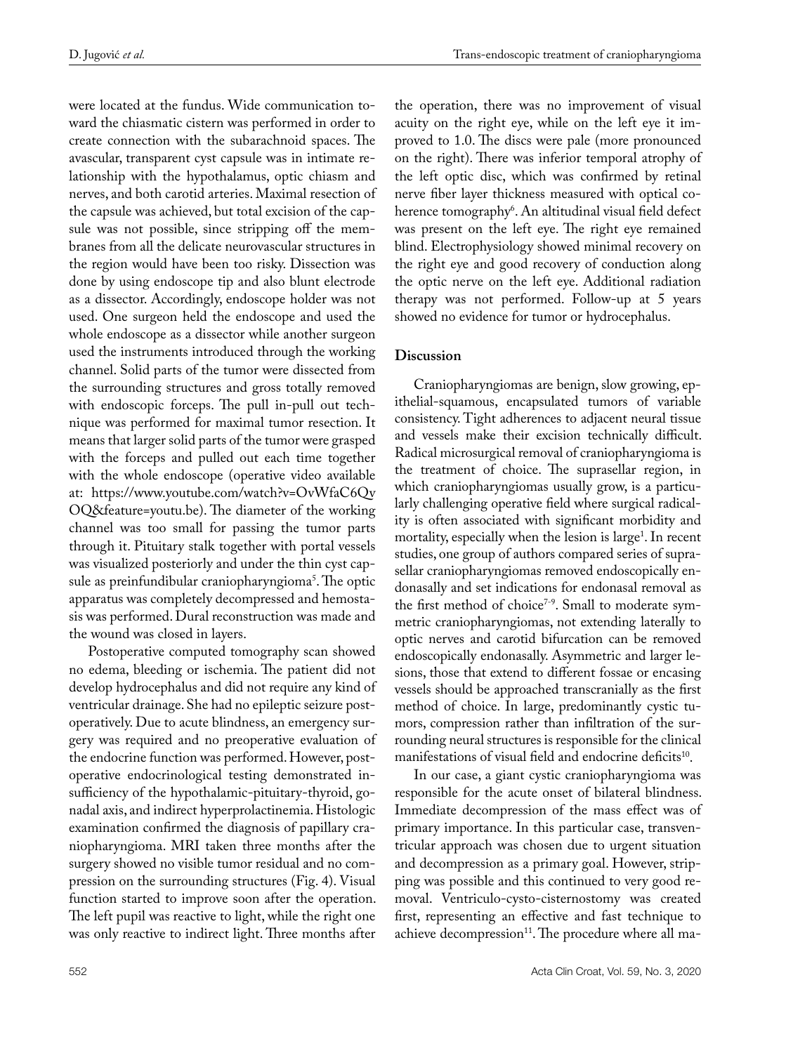were located at the fundus. Wide communication toward the chiasmatic cistern was performed in order to create connection with the subarachnoid spaces. The avascular, transparent cyst capsule was in intimate relationship with the hypothalamus, optic chiasm and nerves, and both carotid arteries. Maximal resection of the capsule was achieved, but total excision of the capsule was not possible, since stripping off the membranes from all the delicate neurovascular structures in the region would have been too risky. Dissection was done by using endoscope tip and also blunt electrode as a dissector. Accordingly, endoscope holder was not used. One surgeon held the endoscope and used the whole endoscope as a dissector while another surgeon used the instruments introduced through the working channel. Solid parts of the tumor were dissected from the surrounding structures and gross totally removed with endoscopic forceps. The pull in-pull out technique was performed for maximal tumor resection. It means that larger solid parts of the tumor were grasped with the forceps and pulled out each time together with the whole endoscope (operative video available at: https://www.youtube.com/watch?v=OvWfaC6QvOQ&feature=youtu.be). The diameter of the working channel was too small for passing the tumor parts through it. Pituitary stalk together with portal vessels was visualized posteriorly and under the thin cyst capsule as preinfundibular craniopharyngioma[5]. The optic apparatus was completely decompressed and hemostasis was performed. Dural reconstruction was made and the wound was closed in layers.

Postoperative computed tomography scan showed no edema, bleeding or ischemia. The patient did not develop hydrocephalus and did not require any kind of ventricular drainage. She had no epileptic seizure postoperatively. Due to acute blindness, an emergency surgery was required and no preoperative evaluation of the endocrine function was performed. However, postoperative endocrinological testing demonstrated insufficiency of the hypothalamic-pituitary-thyroid, gonadal axis, and indirect hyperprolactinemia. Histologic examination confirmed the diagnosis of papillary craniopharyngioma. MRI taken three months after the surgery showed no visible tumor residual and no compression on the surrounding structures (Fig. 4). Visual function started to improve soon after the operation. The left pupil was reactive to light, while the right one was only reactive to indirect light. Three months after the operation, there was no improvement of visual acuity on the right eye, while on the left eye it improved to 1.0. The discs were pale (more pronounced on the right). There was inferior temporal atrophy of the left optic disc, which was confirmed by retinal nerve fiber layer thickness measured with optical coherence tomography[6]. An altitudinal visual field defect was present on the left eye. The right eye remained blind. Electrophysiology showed minimal recovery on the right eye and good recovery of conduction along the optic nerve on the left eye. Additional radiation therapy was not performed. Follow-up at 5 years showed no evidence for tumor or hydrocephalus.

## Discussion

Craniopharyngiomas are benign, slow growing, epithelial-squamous, encapsulated tumors of variable consistency. Tight adherences to adjacent neural tissue and vessels make their excision technically difficult. Radical microsurgical removal of craniopharyngioma is the treatment of choice. The suprasellar region, in which craniopharyngiomas usually grow, is a particularly challenging operative field where surgical radicality is often associated with significant morbidity and mortality, especially when the lesion is large[1]. In recent studies, one group of authors compared series of suprasellar craniopharyngiomas removed endoscopically endonasally and set indications for endonasal removal as the first method of choice[7-9]. Small to moderate symmetric craniopharyngiomas, not extending laterally to optic nerves and carotid bifurcation can be removed endoscopically endonasally. Asymmetric and larger lesions, those that extend to different fossae or encasing vessels should be approached transcranially as the first method of choice. In large, predominantly cystic tumors, compression rather than infiltration of the surrounding neural structures is responsible for the clinical manifestations of visual field and endocrine deficits[10].

In our case, a giant cystic craniopharyngioma was responsible for the acute onset of bilateral blindness. Immediate decompression of the mass effect was of primary importance. In this particular case, transventricular approach was chosen due to urgent situation and decompression as a primary goal. However, stripping was possible and this continued to very good removal. Ventriculo-cysto-cisternostomy was created first, representing an effective and fast technique to achieve decompression[11]. The procedure where all ma-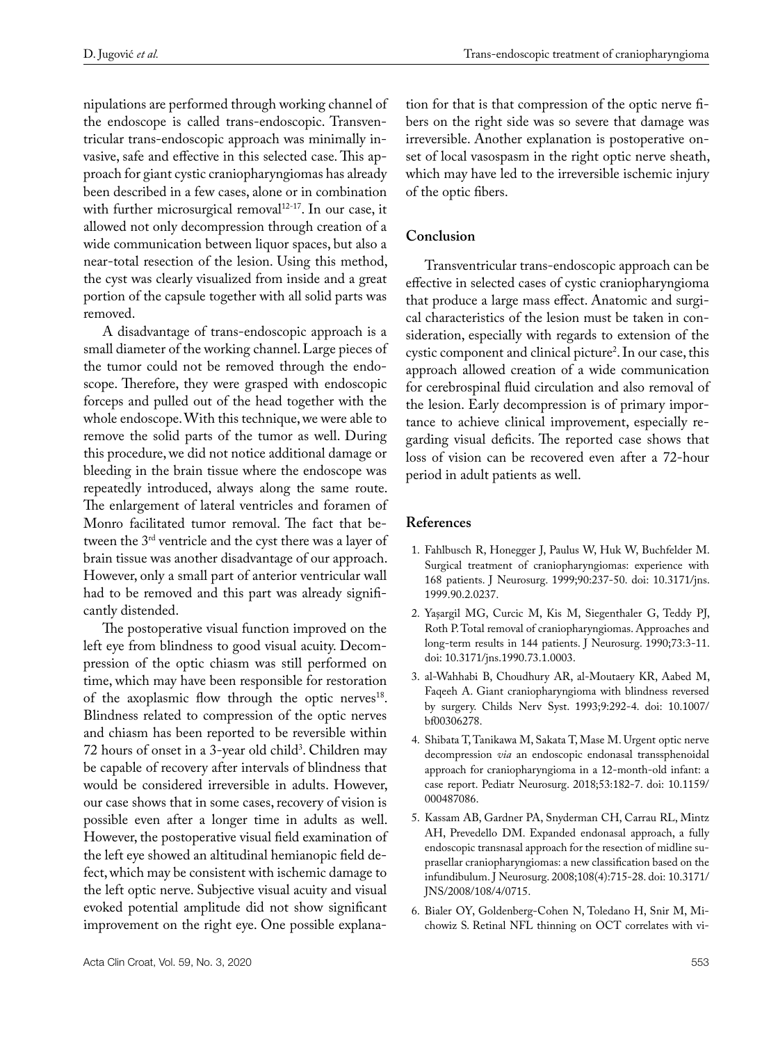nipulations are performed through working channel of the endoscope is called trans-endoscopic. Transventricular trans-endoscopic approach was minimally invasive, safe and effective in this selected case. This approach for giant cystic craniopharyngiomas has already been described in a few cases, alone or in combination with further microsurgical removal[12-17]. In our case, it allowed not only decompression through creation of a wide communication between liquor spaces, but also a near-total resection of the lesion. Using this method, the cyst was clearly visualized from inside and a great portion of the capsule together with all solid parts was removed.

A disadvantage of trans-endoscopic approach is a small diameter of the working channel. Large pieces of the tumor could not be removed through the endoscope. Therefore, they were grasped with endoscopic forceps and pulled out of the head together with the whole endoscope. With this technique, we were able to remove the solid parts of the tumor as well. During this procedure, we did not notice additional damage or bleeding in the brain tissue where the endoscope was repeatedly introduced, always along the same route. The enlargement of lateral ventricles and foramen of Monro facilitated tumor removal. The fact that between the 3rd ventricle and the cyst there was a layer of brain tissue was another disadvantage of our approach. However, only a small part of anterior ventricular wall had to be removed and this part was already significantly distended.

The postoperative visual function improved on the left eye from blindness to good visual acuity. Decompression of the optic chiasm was still performed on time, which may have been responsible for restoration of the axoplasmic flow through the optic nerves[18]. Blindness related to compression of the optic nerves and chiasm has been reported to be reversible within 72 hours of onset in a 3-year old child[3]. Children may be capable of recovery after intervals of blindness that would be considered irreversible in adults. However, our case shows that in some cases, recovery of vision is possible even after a longer time in adults as well. However, the postoperative visual field examination of the left eye showed an altitudinal hemianopic field defect, which may be consistent with ischemic damage to the left optic nerve. Subjective visual acuity and visual evoked potential amplitude did not show significant improvement on the right eye. One possible explanation for that is that compression of the optic nerve fibers on the right side was so severe that damage was irreversible. Another explanation is postoperative onset of local vasospasm in the right optic nerve sheath, which may have led to the irreversible ischemic injury of the optic fibers.

## Conclusion

Transventricular trans-endoscopic approach can be effective in selected cases of cystic craniopharyngioma that produce a large mass effect. Anatomic and surgical characteristics of the lesion must be taken in consideration, especially with regards to extension of the cystic component and clinical picture[2]. In our case, this approach allowed creation of a wide communication for cerebrospinal fluid circulation and also removal of the lesion. Early decompression is of primary importance to achieve clinical improvement, especially regarding visual deficits. The reported case shows that loss of vision can be recovered even after a 72-hour period in adult patients as well.

## References

1. Fahlbusch R, Honegger J, Paulus W, Huk W, Buchfelder M. Surgical treatment of craniopharyngiomas: experience with 168 patients. J Neurosurg. 1999;90:237-50. doi: 10.3171/jns.1999.90.2.0237.
2. Yaşargil MG, Curcic M, Kis M, Siegenthaler G, Teddy PJ, Roth P. Total removal of craniopharyngiomas. Approaches and long-term results in 144 patients. J Neurosurg. 1990;73:3-11. doi: 10.3171/jns.1990.73.1.0003.
3. al-Wahhabi B, Choudhury AR, al-Moutaery KR, Aabed M, Faqeeh A. Giant craniopharyngioma with blindness reversed by surgery. Childs Nerv Syst. 1993;9:292-4. doi: 10.1007/bf00306278.
4. Shibata T, Tanikawa M, Sakata T, Mase M. Urgent optic nerve decompression *via* an endoscopic endonasal transsphenoidal approach for craniopharyngioma in a 12-month-old infant: a case report. Pediatr Neurosurg. 2018;53:182-7. doi: 10.1159/000487086.
5. Kassam AB, Gardner PA, Snyderman CH, Carrau RL, Mintz AH, Prevedello DM. Expanded endonasal approach, a fully endoscopic transnasal approach for the resection of midline suprasellar craniopharyngiomas: a new classification based on the infundibulum. J Neurosurg. 2008;108(4):715-28. doi: 10.3171/JNS/2008/108/4/0715.
6. Bialer OY, Goldenberg-Cohen N, Toledano H, Snir M, Michowiz S. Retinal NFL thinning on OCT correlates with vi-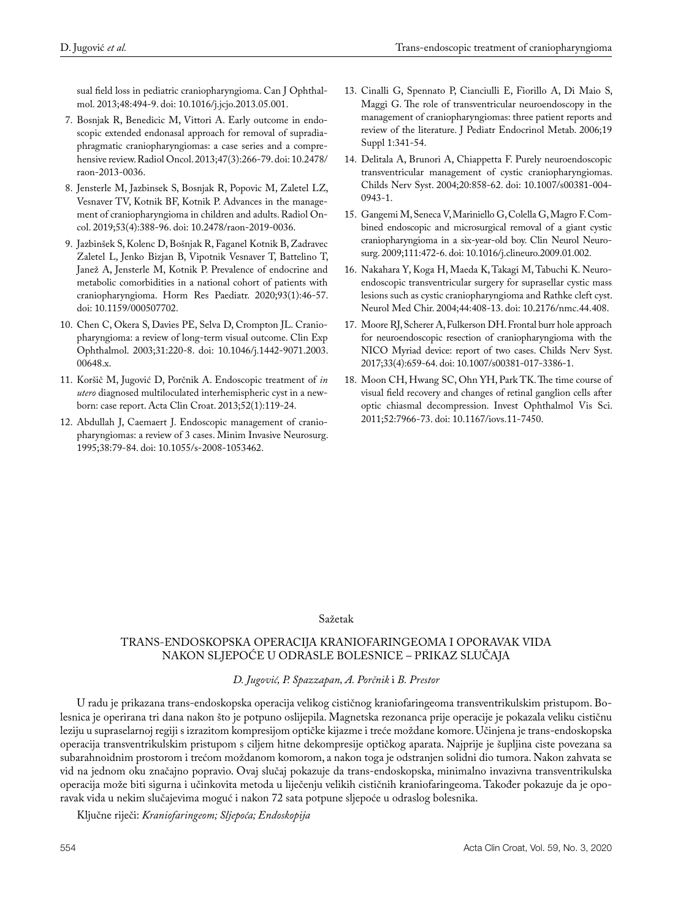sual field loss in pediatric craniopharyngioma. Can J Ophthalmol. 2013;48:494-9. doi: 10.1016/j.jcjo.2013.05.001.

7. Bosnjak R, Benedicic M, Vittori A. Early outcome in endoscopic extended endonasal approach for removal of supradiaphragmatic craniopharyngiomas: a case series and a comprehensive review. Radiol Oncol. 2013;47(3):266-79. doi: 10.2478/raon-2013-0036.
8. Jensterle M, Jazbinsek S, Bosnjak R, Popovic M, Zaletel LZ, Vesnaver TV, Kotnik BF, Kotnik P. Advances in the management of craniopharyngioma in children and adults. Radiol Oncol. 2019;53(4):388-96. doi: 10.2478/raon-2019-0036.
9. Jazbinšek S, Kolenc D, Bošnjak R, Faganel Kotnik B, Zadravec Zaletel L, Jenko Bizjan B, Vipotnik Vesnaver T, Battelino T, Janež A, Jensterle M, Kotnik P. Prevalence of endocrine and metabolic comorbidities in a national cohort of patients with craniopharyngioma. Horm Res Paediatr. 2020;93(1):46-57. doi: 10.1159/000507702.
10. Chen C, Okera S, Davies PE, Selva D, Crompton JL. Craniopharyngioma: a review of long-term visual outcome. Clin Exp Ophthalmol. 2003;31:220-8. doi: 10.1046/j.1442-9071.2003.00648.x.
11. Koršič M, Jugović D, Porčnik A. Endoscopic treatment of *in utero* diagnosed multiloculated interhemispheric cyst in a newborn: case report. Acta Clin Croat. 2013;52(1):119-24.
12. Abdullah J, Caemaert J. Endoscopic management of craniopharyngiomas: a review of 3 cases. Minim Invasive Neurosurg. 1995;38:79-84. doi: 10.1055/s-2008-1053462.
13. Cinalli G, Spennato P, Cianciulli E, Fiorillo A, Di Maio S, Maggi G. The role of transventricular neuroendoscopy in the management of craniopharyngiomas: three patient reports and review of the literature. J Pediatr Endocrinol Metab. 2006;19 Suppl 1:341-54.
14. Delitala A, Brunori A, Chiappetta F. Purely neuroendoscopic transventricular management of cystic craniopharyngiomas. Childs Nerv Syst. 2004;20:858-62. doi: 10.1007/s00381-004-0943-1.
15. Gangemi M, Seneca V, Mariniello G, Colella G, Magro F. Combined endoscopic and microsurgical removal of a giant cystic craniopharyngioma in a six-year-old boy. Clin Neurol Neurosurg. 2009;111:472-6. doi: 10.1016/j.clineuro.2009.01.002.
16. Nakahara Y, Koga H, Maeda K, Takagi M, Tabuchi K. Neuroendoscopic transventricular surgery for suprasellar cystic mass lesions such as cystic craniopharyngioma and Rathke cleft cyst. Neurol Med Chir. 2004;44:408-13. doi: 10.2176/nmc.44.408.
17. Moore RJ, Scherer A, Fulkerson DH. Frontal burr hole approach for neuroendoscopic resection of craniopharyngioma with the NICO Myriad device: report of two cases. Childs Nerv Syst. 2017;33(4):659-64. doi: 10.1007/s00381-017-3386-1.
18. Moon CH, Hwang SC, Ohn YH, Park TK. The time course of visual field recovery and changes of retinal ganglion cells after optic chiasmal decompression. Invest Ophthalmol Vis Sci. 2011;52:7966-73. doi: 10.1167/iovs.11-7450.

## Sažetak

### TRANS-ENDOSKOPSKA OPERACIJA KRANIOFARINGEOMA I OPORAVAK VIDA NAKON SLJEPOĆE U ODRASLE BOLESNICE – PRIKAZ SLUČAJA

*D. Jugović, P. Spazzapan, A. Porčnik* i *B. Prestor*

U radu je prikazana trans-endoskopska operacija velikog cističnog kraniofaringeoma transventrikulskim pristupom. Bolesnica je operirana tri dana nakon što je potpuno oslijepila. Magnetska rezonanca prije operacije je pokazala veliku cističnu leziju u supraselarnoj regiji s izrazitom kompresijom optičke kijazme i treće moždane komore. Učinjena je trans-endoskopska operacija transventrikulskim pristupom s ciljem hitne dekompresije optičkog aparata. Najprije je šupljina ciste povezana sa subarahnoidnim prostorom i trećom moždanom komorom, a nakon toga je odstranjen solidni dio tumora. Nakon zahvata se vid na jednom oku značajno popravio. Ovaj slučaj pokazuje da trans-endoskopska, minimalno invazivna transventrikulska operacija može biti sigurna i učinkovita metoda u liječenju velikih cističnih kraniofaringeoma. Također pokazuje da je oporavak vida u nekim slučajevima moguć i nakon 72 sata potpune sljepoće u odraslog bolesnika.

Ključne riječi: *Kraniofaringeom; Sljepoća; Endoskopija*